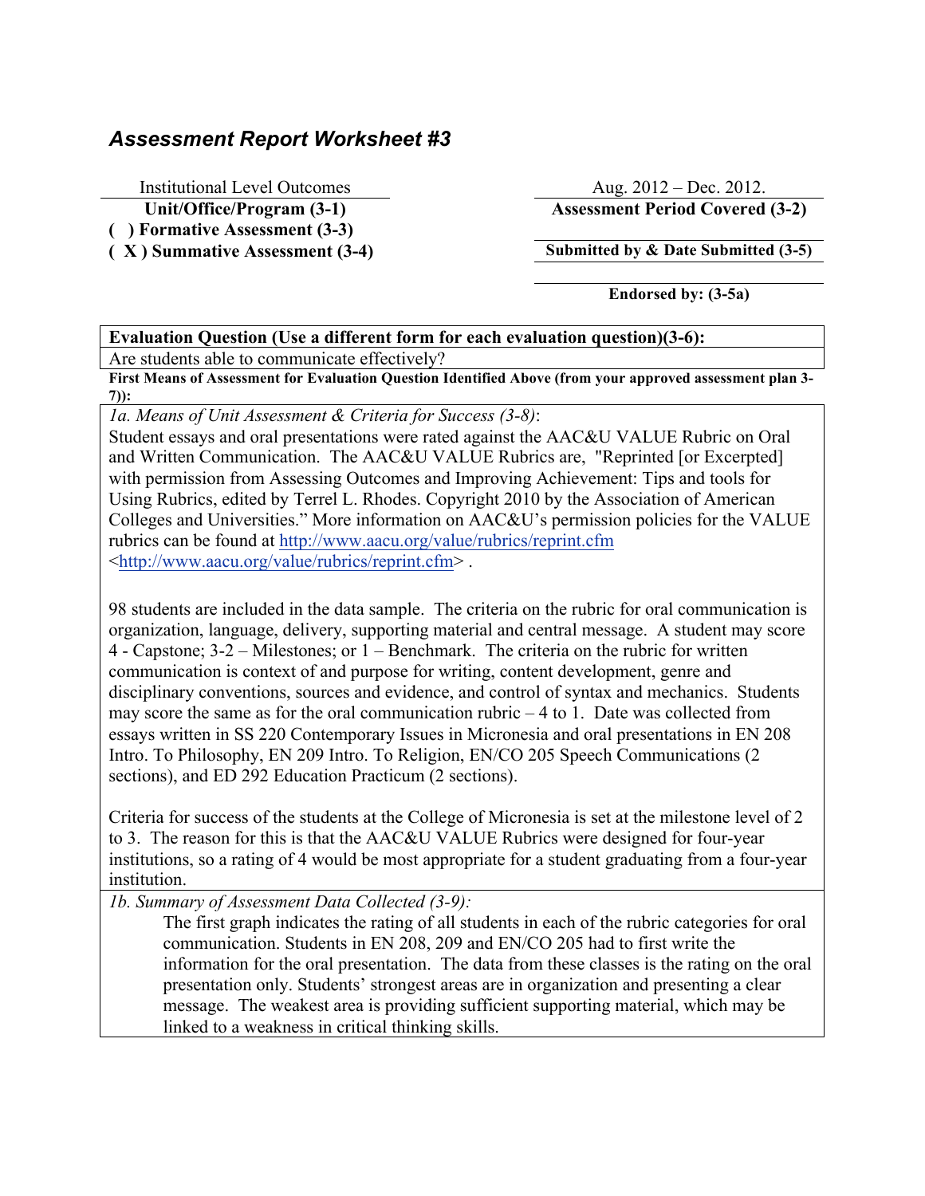## *Assessment Report Worksheet #3*

| Institutional Level Outcomes | Aug. 2012 – Dec. 2012. |
|---|---|
| **Unit/Office/Program (3-1)** | **Assessment Period Covered (3-2)** |
| **( ) Formative Assessment (3-3)** | |
| **( X ) Summative Assessment (3-4)** | **Submitted by & Date Submitted (3-5)** |
| | **Endorsed by: (3-5a)** |

**Evaluation Question (Use a different form for each evaluation question)(3-6):**

Are students able to communicate effectively?

**First Means of Assessment for Evaluation Question Identified Above (from your approved assessment plan 3-7)):**

*1a. Means of Unit Assessment & Criteria for Success (3-8)*:

Student essays and oral presentations were rated against the AAC&U VALUE Rubric on Oral and Written Communication. The AAC&U VALUE Rubrics are, "Reprinted [or Excerpted] with permission from Assessing Outcomes and Improving Achievement: Tips and tools for Using Rubrics, edited by Terrel L. Rhodes. Copyright 2010 by the Association of American Colleges and Universities." More information on AAC&U's permission policies for the VALUE rubrics can be found at http://www.aacu.org/value/rubrics/reprint.cfm <http://www.aacu.org/value/rubrics/reprint.cfm> .

98 students are included in the data sample. The criteria on the rubric for oral communication is organization, language, delivery, supporting material and central message. A student may score 4 - Capstone; 3-2 – Milestones; or 1 – Benchmark. The criteria on the rubric for written communication is context of and purpose for writing, content development, genre and disciplinary conventions, sources and evidence, and control of syntax and mechanics. Students may score the same as for the oral communication rubric – 4 to 1. Date was collected from essays written in SS 220 Contemporary Issues in Micronesia and oral presentations in EN 208 Intro. To Philosophy, EN 209 Intro. To Religion, EN/CO 205 Speech Communications (2 sections), and ED 292 Education Practicum (2 sections).

Criteria for success of the students at the College of Micronesia is set at the milestone level of 2 to 3. The reason for this is that the AAC&U VALUE Rubrics were designed for four-year institutions, so a rating of 4 would be most appropriate for a student graduating from a four-year institution.

*1b. Summary of Assessment Data Collected (3-9):*

The first graph indicates the rating of all students in each of the rubric categories for oral communication. Students in EN 208, 209 and EN/CO 205 had to first write the information for the oral presentation. The data from these classes is the rating on the oral presentation only. Students' strongest areas are in organization and presenting a clear message. The weakest area is providing sufficient supporting material, which may be linked to a weakness in critical thinking skills.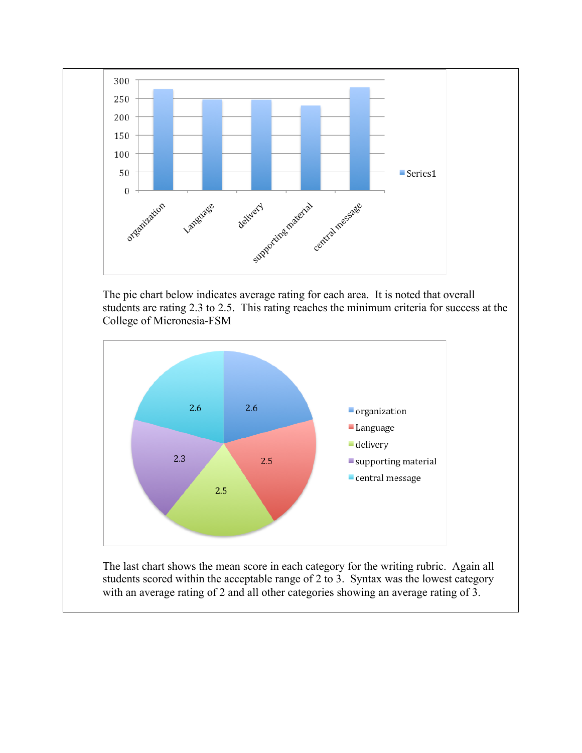The pie chart below indicates average rating for each area. It is noted that overall students are rating 2.3 to 2.5. This rating reaches the minimum criteria for success at the College of Micronesia-FSM

The last chart shows the mean score in each category for the writing rubric. Again all students scored within the acceptable range of 2 to 3. Syntax was the lowest category with an average rating of 2 and all other categories showing an average rating of 3.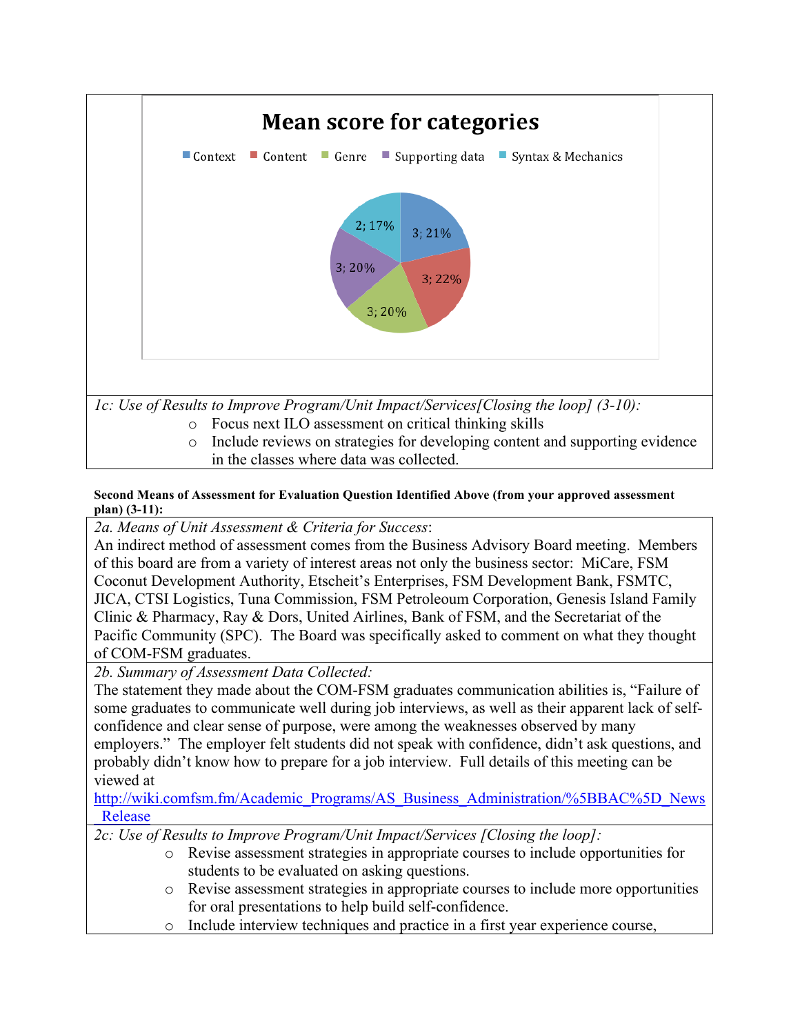**Mean score for categories**

Context, Content, Genre, Supporting data, Syntax & Mechanics

| Category | Mean score; % |
| --- | --- |
| Context | 3; 21% |
| Content | 3; 22% |
| Genre | 3; 20% |
| Supporting data | 3; 20% |
| Syntax & Mechanics | 2; 17% |

*1c: Use of Results to Improve Program/Unit Impact/Services[Closing the loop] (3-10):*

- Focus next ILO assessment on critical thinking skills
- Include reviews on strategies for developing content and supporting evidence in the classes where data was collected.

**Second Means of Assessment for Evaluation Question Identified Above (from your approved assessment plan) (3-11):**

*2a. Means of Unit Assessment & Criteria for Success*:

An indirect method of assessment comes from the Business Advisory Board meeting. Members of this board are from a variety of interest areas not only the business sector: MiCare, FSM Coconut Development Authority, Etscheit's Enterprises, FSM Development Bank, FSMTC, JICA, CTSI Logistics, Tuna Commission, FSM Petroleoum Corporation, Genesis Island Family Clinic & Pharmacy, Ray & Dors, United Airlines, Bank of FSM, and the Secretariat of the Pacific Community (SPC). The Board was specifically asked to comment on what they thought of COM-FSM graduates.

*2b. Summary of Assessment Data Collected:*

The statement they made about the COM-FSM graduates communication abilities is, "Failure of some graduates to communicate well during job interviews, as well as their apparent lack of self-confidence and clear sense of purpose, were among the weaknesses observed by many employers." The employer felt students did not speak with confidence, didn't ask questions, and probably didn't know how to prepare for a job interview. Full details of this meeting can be viewed at http://wiki.comfsm.fm/Academic_Programs/AS_Business_Administration/%5BBAC%5D_News_Release

*2c: Use of Results to Improve Program/Unit Impact/Services [Closing the loop]:*

- Revise assessment strategies in appropriate courses to include opportunities for students to be evaluated on asking questions.
- Revise assessment strategies in appropriate courses to include more opportunities for oral presentations to help build self-confidence.
- Include interview techniques and practice in a first year experience course,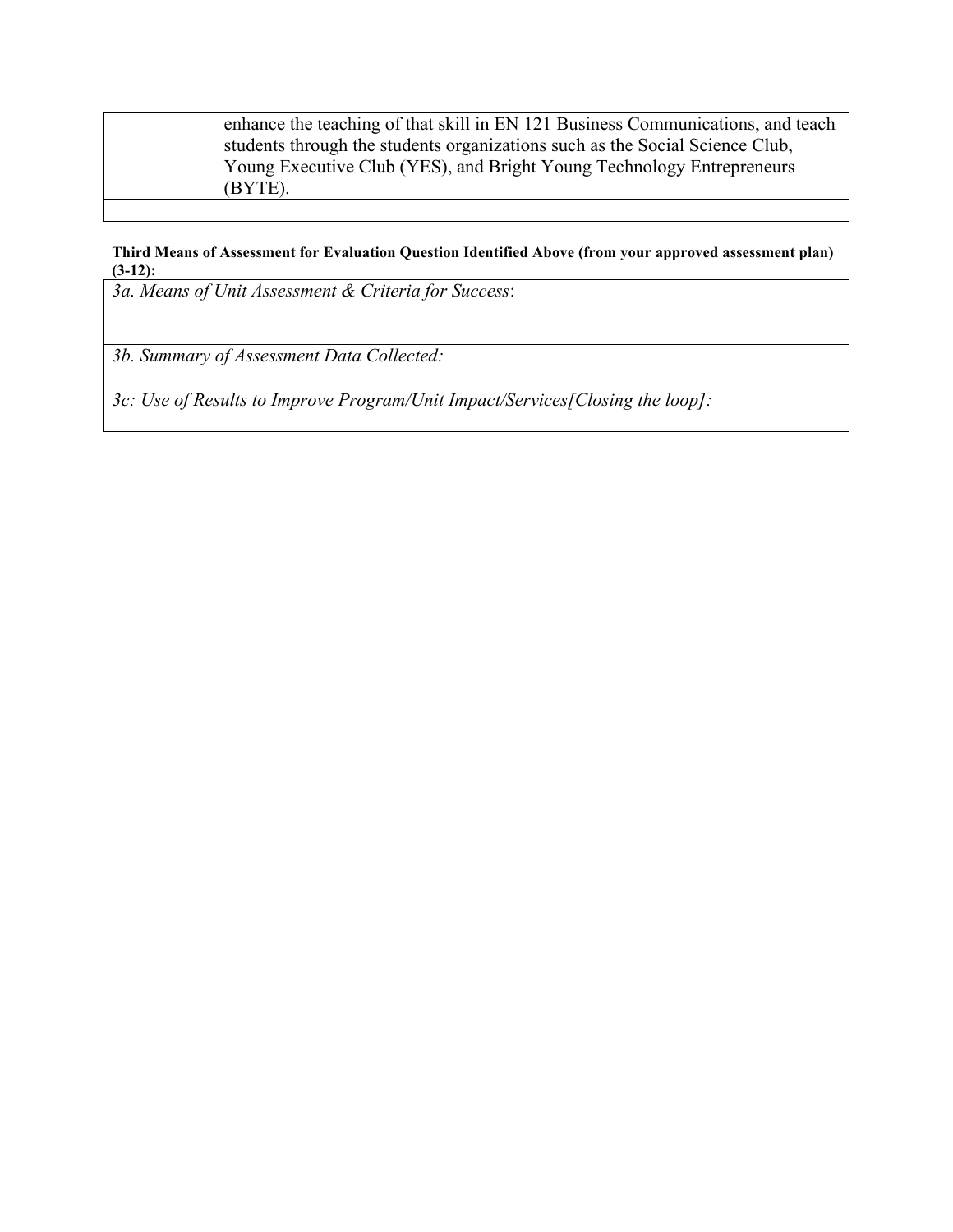| | |
|---|---|
| | enhance the teaching of that skill in EN 121 Business Communications, and teach students through the students organizations such as the Social Science Club, Young Executive Club (YES), and Bright Young Technology Entrepreneurs (BYTE). |
| | |

**Third Means of Assessment for Evaluation Question Identified Above (from your approved assessment plan) (3-12):**

| |
|---|
| *3a. Means of Unit Assessment & Criteria for Success*: |
| *3b. Summary of Assessment Data Collected:* |
| *3c: Use of Results to Improve Program/Unit Impact/Services[Closing the loop]:* |